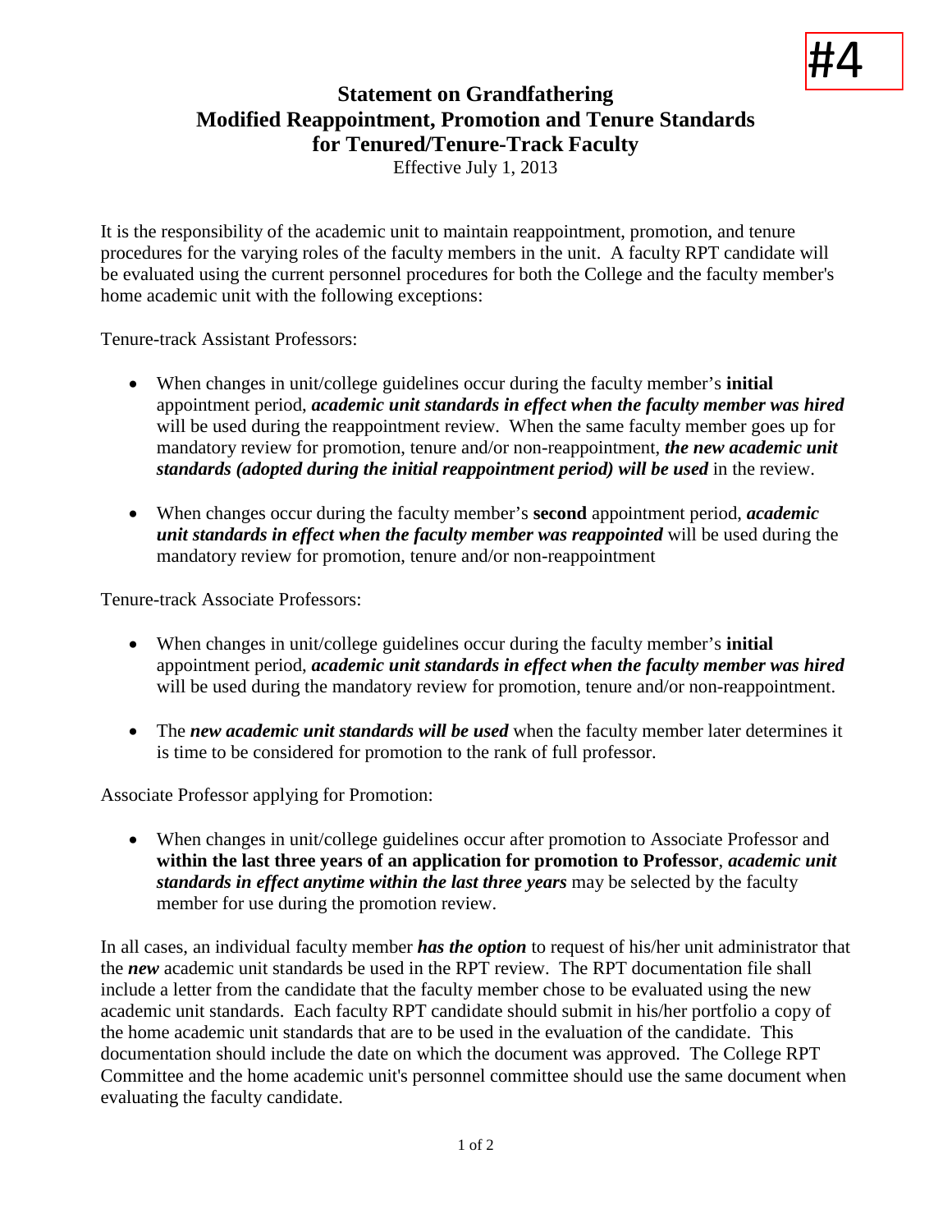#4

# Statement on Grandfathering Modified Reappointment, Promotion and Tenure Standards for Tenured/Tenure-Track Faculty

Effective July 1, 2013

It is the responsibility of the academic unit to maintain reappointment, promotion, and tenure procedures for the varying roles of the faculty members in the unit. A faculty RPT candidate will be evaluated using the current personnel procedures for both the College and the faculty member's home academic unit with the following exceptions:

Tenure-track Assistant Professors:

- When changes in unit/college guidelines occur during the faculty member's **initial** appointment period, ***academic unit standards in effect when the faculty member was hired*** will be used during the reappointment review. When the same faculty member goes up for mandatory review for promotion, tenure and/or non-reappointment, ***the new academic unit standards (adopted during the initial reappointment period) will be used*** in the review.

- When changes occur during the faculty member's **second** appointment period, ***academic unit standards in effect when the faculty member was reappointed*** will be used during the mandatory review for promotion, tenure and/or non-reappointment

Tenure-track Associate Professors:

- When changes in unit/college guidelines occur during the faculty member's **initial** appointment period, ***academic unit standards in effect when the faculty member was hired*** will be used during the mandatory review for promotion, tenure and/or non-reappointment.

- The ***new academic unit standards will be used*** when the faculty member later determines it is time to be considered for promotion to the rank of full professor.

Associate Professor applying for Promotion:

- When changes in unit/college guidelines occur after promotion to Associate Professor and **within the last three years of an application for promotion to Professor**, ***academic unit standards in effect anytime within the last three years*** may be selected by the faculty member for use during the promotion review.

In all cases, an individual faculty member ***has the option*** to request of his/her unit administrator that the ***new*** academic unit standards be used in the RPT review. The RPT documentation file shall include a letter from the candidate that the faculty member chose to be evaluated using the new academic unit standards. Each faculty RPT candidate should submit in his/her portfolio a copy of the home academic unit standards that are to be used in the evaluation of the candidate. This documentation should include the date on which the document was approved. The College RPT Committee and the home academic unit's personnel committee should use the same document when evaluating the faculty candidate.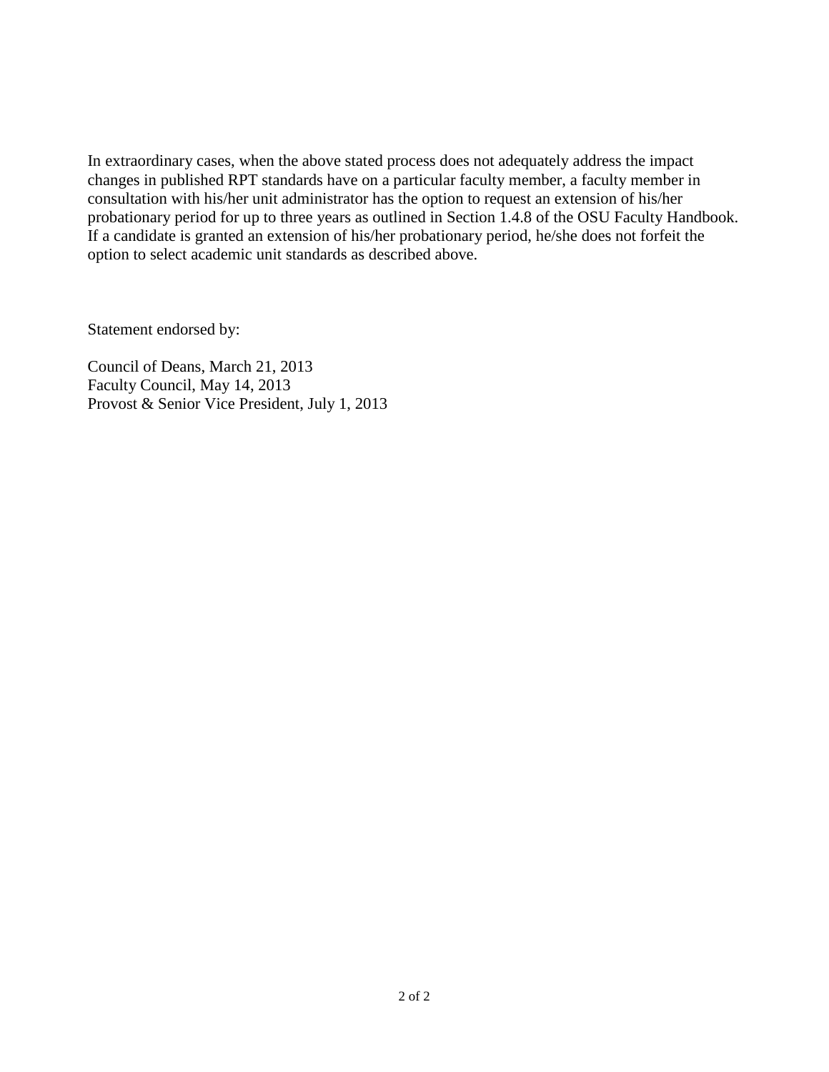In extraordinary cases, when the above stated process does not adequately address the impact changes in published RPT standards have on a particular faculty member, a faculty member in consultation with his/her unit administrator has the option to request an extension of his/her probationary period for up to three years as outlined in Section 1.4.8 of the OSU Faculty Handbook. If a candidate is granted an extension of his/her probationary period, he/she does not forfeit the option to select academic unit standards as described above.

Statement endorsed by:

Council of Deans, March 21, 2013
Faculty Council, May 14, 2013
Provost & Senior Vice President, July 1, 2013